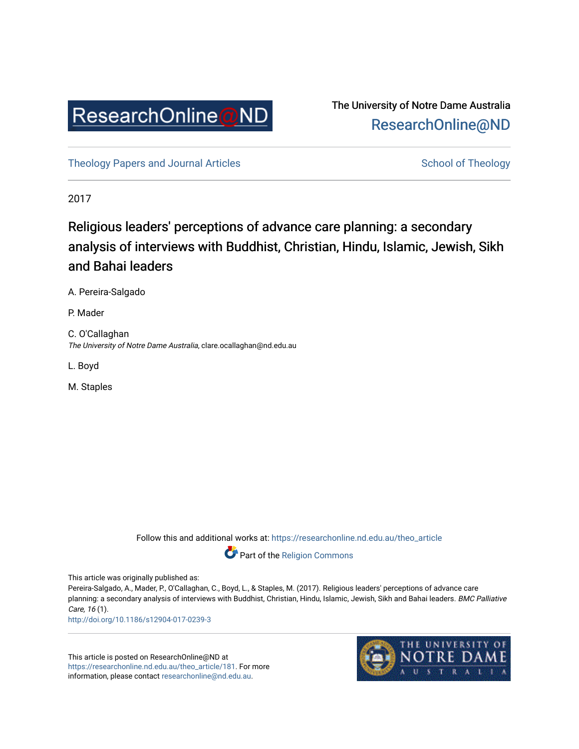The University of Notre Dame Australia
ResearchOnline@ND

Theology Papers and Journal Articles

School of Theology

2017

# Religious leaders' perceptions of advance care planning: a secondary analysis of interviews with Buddhist, Christian, Hindu, Islamic, Jewish, Sikh and Bahai leaders

A. Pereira-Salgado

P. Mader

C. O'Callaghan
*The University of Notre Dame Australia*, clare.ocallaghan@nd.edu.au

L. Boyd

M. Staples

Follow this and additional works at: https://researchonline.nd.edu.au/theo_article

Part of the Religion Commons

This article was originally published as:
Pereira-Salgado, A., Mader, P., O'Callaghan, C., Boyd, L., & Staples, M. (2017). Religious leaders' perceptions of advance care planning: a secondary analysis of interviews with Buddhist, Christian, Hindu, Islamic, Jewish, Sikh and Bahai leaders. *BMC Palliative Care, 16* (1).
http://doi.org/10.1186/s12904-017-0239-3

This article is posted on ResearchOnline@ND at https://researchonline.nd.edu.au/theo_article/181. For more information, please contact researchonline@nd.edu.au.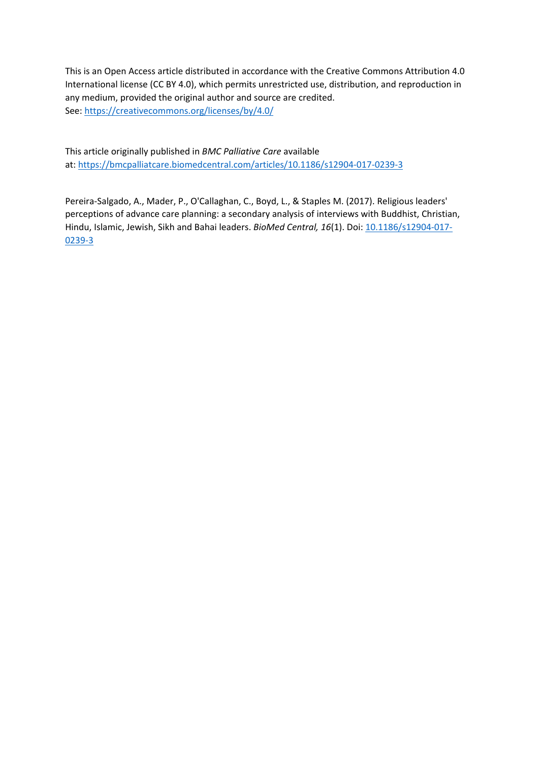This is an Open Access article distributed in accordance with the Creative Commons Attribution 4.0 International license (CC BY 4.0), which permits unrestricted use, distribution, and reproduction in any medium, provided the original author and source are credited.
See: https://creativecommons.org/licenses/by/4.0/

This article originally published in *BMC Palliative Care* available at: https://bmcpalliatcare.biomedcentral.com/articles/10.1186/s12904-017-0239-3

Pereira-Salgado, A., Mader, P., O'Callaghan, C., Boyd, L., & Staples M. (2017). Religious leaders' perceptions of advance care planning: a secondary analysis of interviews with Buddhist, Christian, Hindu, Islamic, Jewish, Sikh and Bahai leaders. *BioMed Central, 16*(1). Doi: 10.1186/s12904-017-0239-3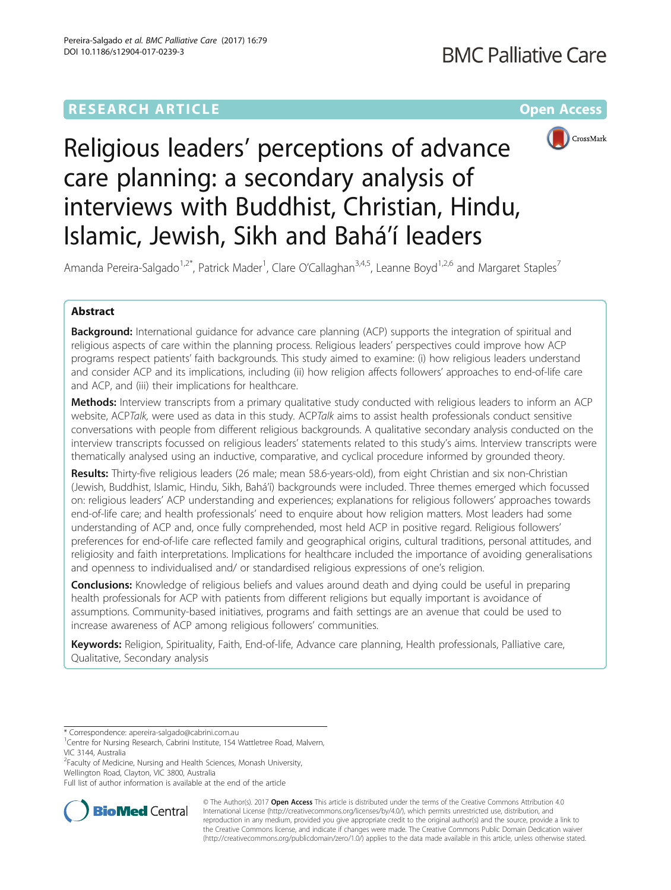# Religious leaders' perceptions of advance care planning: a secondary analysis of interviews with Buddhist, Christian, Hindu, Islamic, Jewish, Sikh and Bahá'í leaders

Amanda Pereira-Salgado[1,2*], Patrick Mader[1], Clare O'Callaghan[3,4,5], Leanne Boyd[1,2,6] and Margaret Staples[7]

## Abstract

**Background:** International guidance for advance care planning (ACP) supports the integration of spiritual and religious aspects of care within the planning process. Religious leaders' perspectives could improve how ACP programs respect patients' faith backgrounds. This study aimed to examine: (i) how religious leaders understand and consider ACP and its implications, including (ii) how religion affects followers' approaches to end-of-life care and ACP, and (iii) their implications for healthcare.

**Methods:** Interview transcripts from a primary qualitative study conducted with religious leaders to inform an ACP website, ACP*Talk,* were used as data in this study. ACP*Talk* aims to assist health professionals conduct sensitive conversations with people from different religious backgrounds. A qualitative secondary analysis conducted on the interview transcripts focussed on religious leaders' statements related to this study's aims. Interview transcripts were thematically analysed using an inductive, comparative, and cyclical procedure informed by grounded theory.

**Results:** Thirty-five religious leaders (26 male; mean 58.6-years-old), from eight Christian and six non-Christian (Jewish, Buddhist, Islamic, Hindu, Sikh, Bahá'í) backgrounds were included. Three themes emerged which focussed on: religious leaders' ACP understanding and experiences; explanations for religious followers' approaches towards end-of-life care; and health professionals' need to enquire about how religion matters. Most leaders had some understanding of ACP and, once fully comprehended, most held ACP in positive regard. Religious followers' preferences for end-of-life care reflected family and geographical origins, cultural traditions, personal attitudes, and religiosity and faith interpretations. Implications for healthcare included the importance of avoiding generalisations and openness to individualised and/ or standardised religious expressions of one's religion.

**Conclusions:** Knowledge of religious beliefs and values around death and dying could be useful in preparing health professionals for ACP with patients from different religions but equally important is avoidance of assumptions. Community-based initiatives, programs and faith settings are an avenue that could be used to increase awareness of ACP among religious followers' communities.

**Keywords:** Religion, Spirituality, Faith, End-of-life, Advance care planning, Health professionals, Palliative care, Qualitative, Secondary analysis

---

\* Correspondence: apereira-salgado@cabrini.com.au
[1]Centre for Nursing Research, Cabrini Institute, 154 Wattletree Road, Malvern, VIC 3144, Australia
[2]Faculty of Medicine, Nursing and Health Sciences, Monash University, Wellington Road, Clayton, VIC 3800, Australia
Full list of author information is available at the end of the article

© The Author(s). 2017 **Open Access** This article is distributed under the terms of the Creative Commons Attribution 4.0 International License (http://creativecommons.org/licenses/by/4.0/), which permits unrestricted use, distribution, and reproduction in any medium, provided you give appropriate credit to the original author(s) and the source, provide a link to the Creative Commons license, and indicate if changes were made. The Creative Commons Public Domain Dedication waiver (http://creativecommons.org/publicdomain/zero/1.0/) applies to the data made available in this article, unless otherwise stated.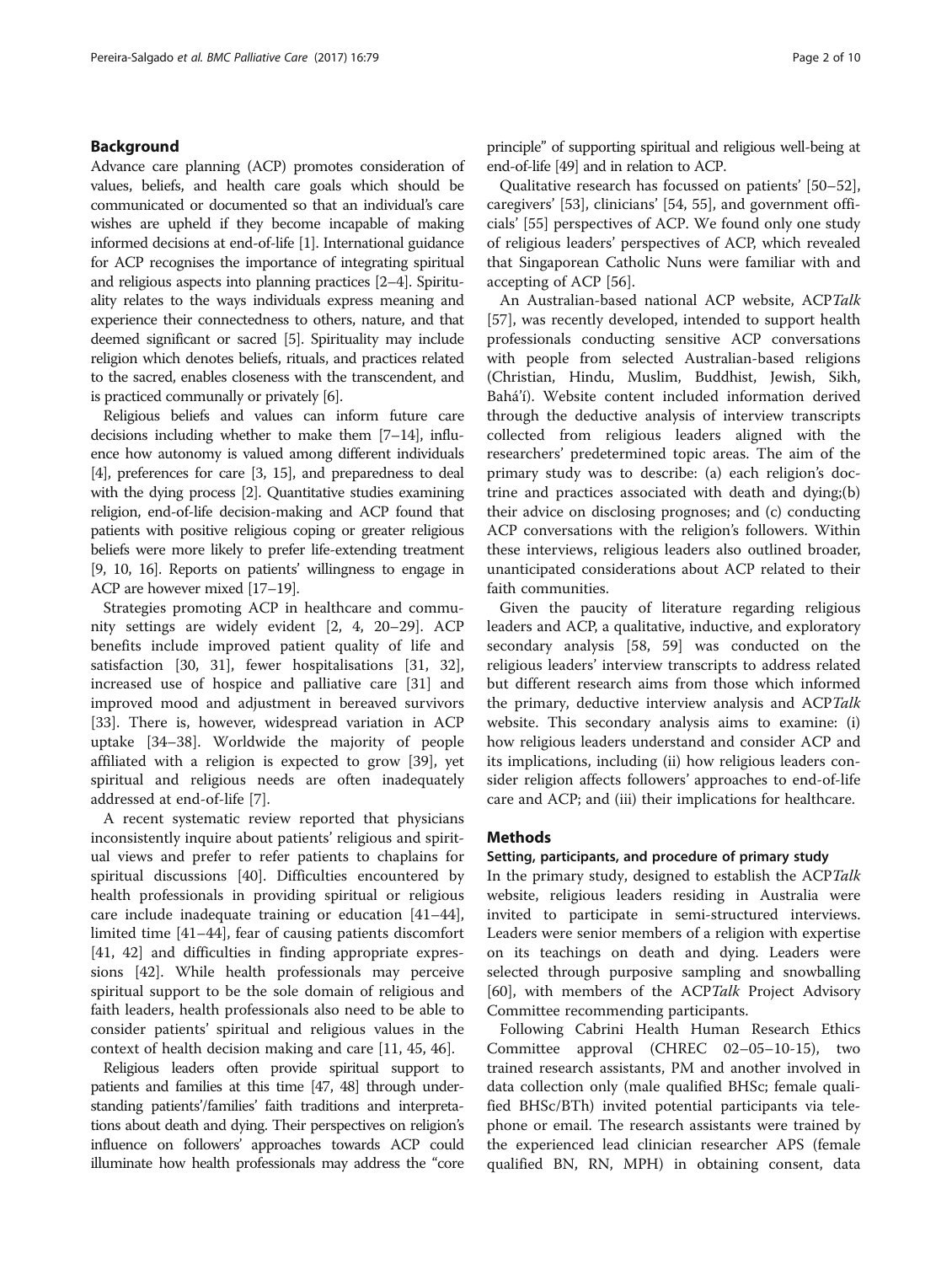## Background

Advance care planning (ACP) promotes consideration of values, beliefs, and health care goals which should be communicated or documented so that an individual's care wishes are upheld if they become incapable of making informed decisions at end-of-life [1]. International guidance for ACP recognises the importance of integrating spiritual and religious aspects into planning practices [2–4]. Spirituality relates to the ways individuals express meaning and experience their connectedness to others, nature, and that deemed significant or sacred [5]. Spirituality may include religion which denotes beliefs, rituals, and practices related to the sacred, enables closeness with the transcendent, and is practiced communally or privately [6].

Religious beliefs and values can inform future care decisions including whether to make them [7–14], influence how autonomy is valued among different individuals [4], preferences for care [3, 15], and preparedness to deal with the dying process [2]. Quantitative studies examining religion, end-of-life decision-making and ACP found that patients with positive religious coping or greater religious beliefs were more likely to prefer life-extending treatment [9, 10, 16]. Reports on patients' willingness to engage in ACP are however mixed [17–19].

Strategies promoting ACP in healthcare and community settings are widely evident [2, 4, 20–29]. ACP benefits include improved patient quality of life and satisfaction [30, 31], fewer hospitalisations [31, 32], increased use of hospice and palliative care [31] and improved mood and adjustment in bereaved survivors [33]. There is, however, widespread variation in ACP uptake [34–38]. Worldwide the majority of people affiliated with a religion is expected to grow [39], yet spiritual and religious needs are often inadequately addressed at end-of-life [7].

A recent systematic review reported that physicians inconsistently inquire about patients' religious and spiritual views and prefer to refer patients to chaplains for spiritual discussions [40]. Difficulties encountered by health professionals in providing spiritual or religious care include inadequate training or education [41–44], limited time [41–44], fear of causing patients discomfort [41, 42] and difficulties in finding appropriate expressions [42]. While health professionals may perceive spiritual support to be the sole domain of religious and faith leaders, health professionals also need to be able to consider patients' spiritual and religious values in the context of health decision making and care [11, 45, 46].

Religious leaders often provide spiritual support to patients and families at this time [47, 48] through understanding patients'/families' faith traditions and interpretations about death and dying. Their perspectives on religion's influence on followers' approaches towards ACP could illuminate how health professionals may address the "core principle" of supporting spiritual and religious well-being at end-of-life [49] and in relation to ACP.

Qualitative research has focussed on patients' [50–52], caregivers' [53], clinicians' [54, 55], and government officials' [55] perspectives of ACP. We found only one study of religious leaders' perspectives of ACP, which revealed that Singaporean Catholic Nuns were familiar with and accepting of ACP [56].

An Australian-based national ACP website, ACP*Talk* [57], was recently developed, intended to support health professionals conducting sensitive ACP conversations with people from selected Australian-based religions (Christian, Hindu, Muslim, Buddhist, Jewish, Sikh, Bahá'í). Website content included information derived through the deductive analysis of interview transcripts collected from religious leaders aligned with the researchers' predetermined topic areas. The aim of the primary study was to describe: (a) each religion's doctrine and practices associated with death and dying;(b) their advice on disclosing prognoses; and (c) conducting ACP conversations with the religion's followers. Within these interviews, religious leaders also outlined broader, unanticipated considerations about ACP related to their faith communities.

Given the paucity of literature regarding religious leaders and ACP, a qualitative, inductive, and exploratory secondary analysis [58, 59] was conducted on the religious leaders' interview transcripts to address related but different research aims from those which informed the primary, deductive interview analysis and ACP*Talk* website. This secondary analysis aims to examine: (i) how religious leaders understand and consider ACP and its implications, including (ii) how religious leaders consider religion affects followers' approaches to end-of-life care and ACP; and (iii) their implications for healthcare.

## Methods

### Setting, participants, and procedure of primary study

In the primary study, designed to establish the ACP*Talk* website, religious leaders residing in Australia were invited to participate in semi-structured interviews. Leaders were senior members of a religion with expertise on its teachings on death and dying. Leaders were selected through purposive sampling and snowballing [60], with members of the ACP*Talk* Project Advisory Committee recommending participants.

Following Cabrini Health Human Research Ethics Committee approval (CHREC 02–05–10-15), two trained research assistants, PM and another involved in data collection only (male qualified BHSc; female qualified BHSc/BTh) invited potential participants via telephone or email. The research assistants were trained by the experienced lead clinician researcher APS (female qualified BN, RN, MPH) in obtaining consent, data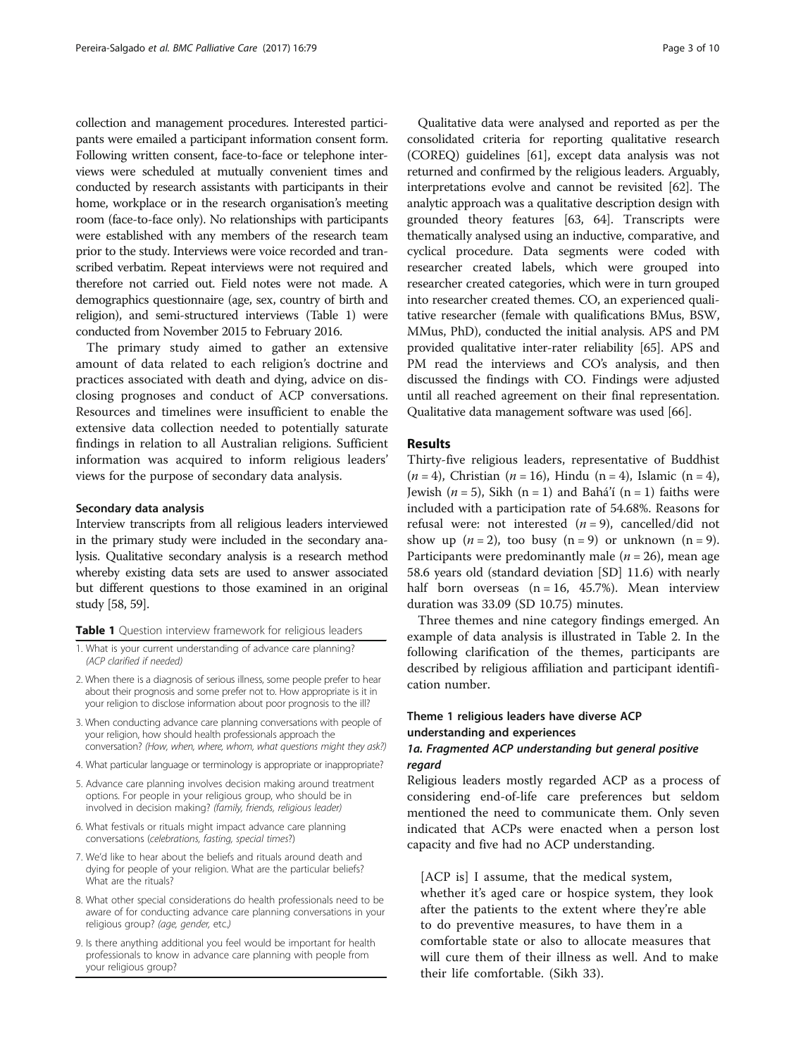collection and management procedures. Interested participants were emailed a participant information consent form. Following written consent, face-to-face or telephone interviews were scheduled at mutually convenient times and conducted by research assistants with participants in their home, workplace or in the research organisation's meeting room (face-to-face only). No relationships with participants were established with any members of the research team prior to the study. Interviews were voice recorded and transcribed verbatim. Repeat interviews were not required and therefore not carried out. Field notes were not made. A demographics questionnaire (age, sex, country of birth and religion), and semi-structured interviews (Table 1) were conducted from November 2015 to February 2016.

The primary study aimed to gather an extensive amount of data related to each religion's doctrine and practices associated with death and dying, advice on disclosing prognoses and conduct of ACP conversations. Resources and timelines were insufficient to enable the extensive data collection needed to potentially saturate findings in relation to all Australian religions. Sufficient information was acquired to inform religious leaders' views for the purpose of secondary data analysis.

#### Secondary data analysis

Interview transcripts from all religious leaders interviewed in the primary study were included in the secondary analysis. Qualitative secondary analysis is a research method whereby existing data sets are used to answer associated but different questions to those examined in an original study [58, 59].

**Table 1** Question interview framework for religious leaders

1. What is your current understanding of advance care planning? *(ACP clarified if needed)*
2. When there is a diagnosis of serious illness, some people prefer to hear about their prognosis and some prefer not to. How appropriate is it in your religion to disclose information about poor prognosis to the ill?
3. When conducting advance care planning conversations with people of your religion, how should health professionals approach the conversation? *(How, when, where, whom, what questions might they ask?)*
4. What particular language or terminology is appropriate or inappropriate?
5. Advance care planning involves decision making around treatment options. For people in your religious group, who should be in involved in decision making? *(family, friends, religious leader)*
6. What festivals or rituals might impact advance care planning conversations *(celebrations, fasting, special times?)*
7. We'd like to hear about the beliefs and rituals around death and dying for people of your religion. What are the particular beliefs? What are the rituals?
8. What other special considerations do health professionals need to be aware of for conducting advance care planning conversations in your religious group? *(age, gender, etc.)*
9. Is there anything additional you feel would be important for health professionals to know in advance care planning with people from your religious group?

Qualitative data were analysed and reported as per the consolidated criteria for reporting qualitative research (COREQ) guidelines [61], except data analysis was not returned and confirmed by the religious leaders. Arguably, interpretations evolve and cannot be revisited [62]. The analytic approach was a qualitative description design with grounded theory features [63, 64]. Transcripts were thematically analysed using an inductive, comparative, and cyclical procedure. Data segments were coded with researcher created labels, which were grouped into researcher created categories, which were in turn grouped into researcher created themes. CO, an experienced qualitative researcher (female with qualifications BMus, BSW, MMus, PhD), conducted the initial analysis. APS and PM provided qualitative inter-rater reliability [65]. APS and PM read the interviews and CO's analysis, and then discussed the findings with CO. Findings were adjusted until all reached agreement on their final representation. Qualitative data management software was used [66].

## Results

Thirty-five religious leaders, representative of Buddhist ($n = 4$), Christian ($n = 16$), Hindu (n = 4), Islamic (n = 4), Jewish ($n = 5$), Sikh (n = 1) and Bahá'í (n = 1) faiths were included with a participation rate of 54.68%. Reasons for refusal were: not interested ($n = 9$), cancelled/did not show up ($n = 2$), too busy (n = 9) or unknown (n = 9). Participants were predominantly male ($n = 26$), mean age 58.6 years old (standard deviation [SD] 11.6) with nearly half born overseas (n = 16, 45.7%). Mean interview duration was 33.09 (SD 10.75) minutes.

Three themes and nine category findings emerged. An example of data analysis is illustrated in Table 2. In the following clarification of the themes, participants are described by religious affiliation and participant identification number.

### Theme 1 religious leaders have diverse ACP understanding and experiences

#### *1a. Fragmented ACP understanding but general positive regard*

Religious leaders mostly regarded ACP as a process of considering end-of-life care preferences but seldom mentioned the need to communicate them. Only seven indicated that ACPs were enacted when a person lost capacity and five had no ACP understanding.

> [ACP is] I assume, that the medical system, whether it's aged care or hospice system, they look after the patients to the extent where they're able to do preventive measures, to have them in a comfortable state or also to allocate measures that will cure them of their illness as well. And to make their life comfortable. (Sikh 33).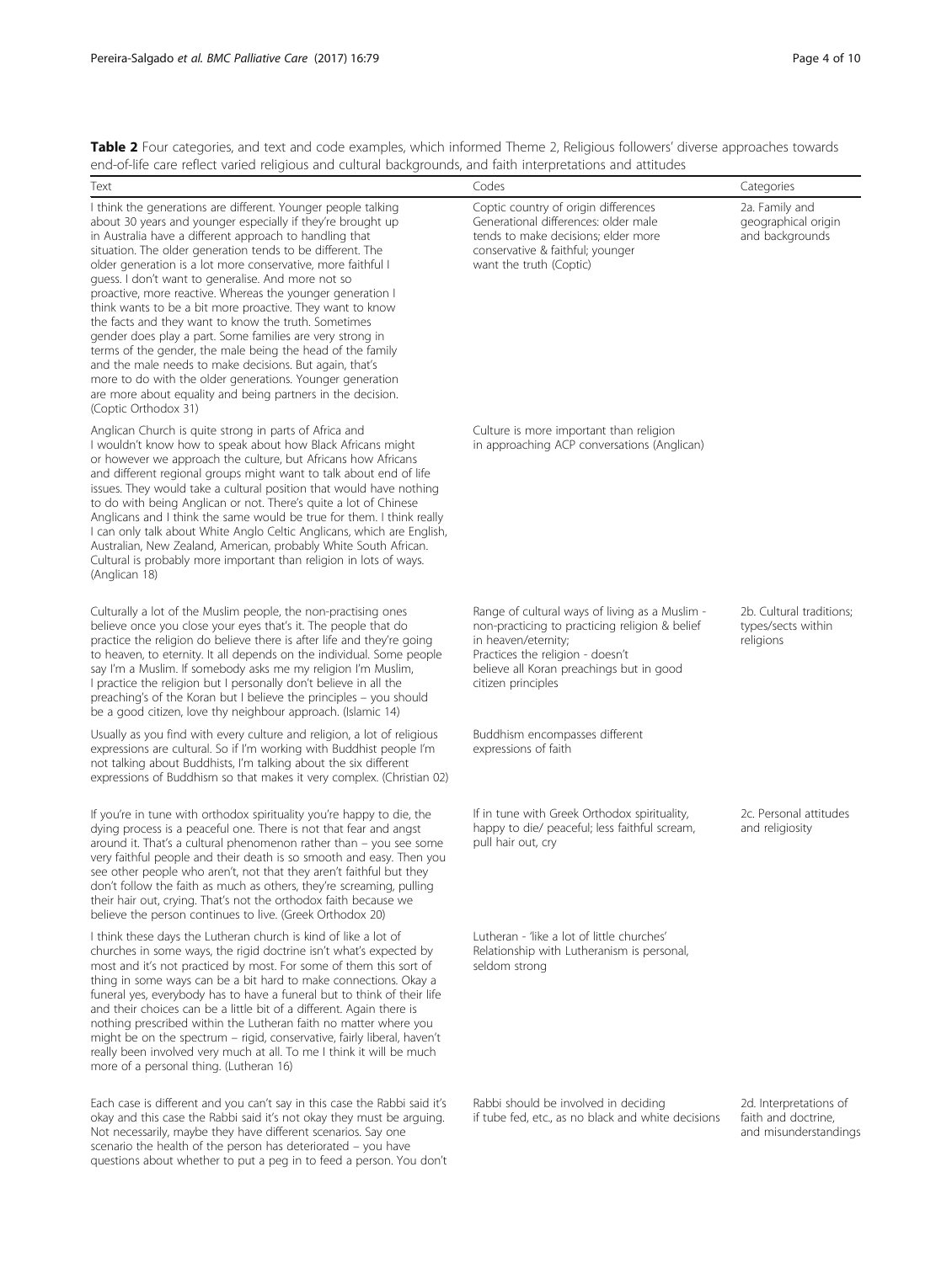**Table 2** Four categories, and text and code examples, which informed Theme 2, Religious followers' diverse approaches towards end-of-life care reflect varied religious and cultural backgrounds, and faith interpretations and attitudes

| Text | Codes | Categories |
| --- | --- | --- |
| I think the generations are different. Younger people talking about 30 years and younger especially if they're brought up in Australia have a different approach to handling that situation. The older generation tends to be different. The older generation is a lot more conservative, more faithful I guess. I don't want to generalise. And more not so proactive, more reactive. Whereas the younger generation I think wants to be a bit more proactive. They want to know the facts and they want to know the truth. Sometimes gender does play a part. Some families are very strong in terms of the gender, the male being the head of the family and the male needs to make decisions. But again, that's more to do with the older generations. Younger generation are more about equality and being partners in the decision. (Coptic Orthodox 31) | Coptic country of origin differences Generational differences: older male tends to make decisions; elder more conservative & faithful; younger want the truth (Coptic) | 2a. Family and geographical origin and backgrounds |
| Anglican Church is quite strong in parts of Africa and I wouldn't know how to speak about how Black Africans might or however we approach the culture, but Africans how Africans and different regional groups might want to talk about end of life issues. They would take a cultural position that would have nothing to do with being Anglican or not. There's quite a lot of Chinese Anglicans and I think the same would be true for them. I think really I can only talk about White Anglo Celtic Anglicans, which are English, Australian, New Zealand, American, probably White South African. Cultural is probably more important than religion in lots of ways. (Anglican 18) | Culture is more important than religion in approaching ACP conversations (Anglican) | |
| Culturally a lot of the Muslim people, the non-practising ones believe once you close your eyes that's it. The people that do practice the religion do believe there is after life and they're going to heaven, to eternity. It all depends on the individual. Some people say I'm a Muslim. If somebody asks me my religion I'm Muslim, I practice the religion but I personally don't believe in all the preaching's of the Koran but I believe the principles – you should be a good citizen, love thy neighbour approach. (Islamic 14) | Range of cultural ways of living as a Muslim - non-practicing to practicing religion & belief in heaven/eternity; Practices the religion - doesn't believe all Koran preachings but in good citizen principles | 2b. Cultural traditions; types/sects within religions |
| Usually as you find with every culture and religion, a lot of religious expressions are cultural. So if I'm working with Buddhist people I'm not talking about Buddhists, I'm talking about the six different expressions of Buddhism so that makes it very complex. (Christian 02) | Buddhism encompasses different expressions of faith | |
| If you're in tune with orthodox spirituality you're happy to die, the dying process is a peaceful one. There is not that fear and angst around it. That's a cultural phenomenon rather than – you see some very faithful people and their death is so smooth and easy. Then you see other people who aren't, not that they aren't faithful but they don't follow the faith as much as others, they're screaming, pulling their hair out, crying. That's not the orthodox faith because we believe the person continues to live. (Greek Orthodox 20) | If in tune with Greek Orthodox spirituality, happy to die/ peaceful; less faithful scream, pull hair out, cry | 2c. Personal attitudes and religiosity |
| I think these days the Lutheran church is kind of like a lot of churches in some ways, the rigid doctrine isn't what's expected by most and it's not practiced by most. For some of them this sort of thing in some ways can be a bit hard to make connections. Okay a funeral yes, everybody has to have a funeral but to think of their life and their choices can be a little bit of a different. Again there is nothing prescribed within the Lutheran faith no matter where you might be on the spectrum – rigid, conservative, fairly liberal, haven't really been involved very much at all. To me I think it will be much more of a personal thing. (Lutheran 16) | Lutheran - 'like a lot of little churches' Relationship with Lutheranism is personal, seldom strong | |
| Each case is different and you can't say in this case the Rabbi said it's okay and this case the Rabbi said it's not okay they must be arguing. Not necessarily, maybe they have different scenarios. Say one scenario the health of the person has deteriorated – you have questions about whether to put a peg in to feed a person. You don't | Rabbi should be involved in deciding if tube fed, etc., as no black and white decisions | 2d. Interpretations of faith and doctrine, and misunderstandings |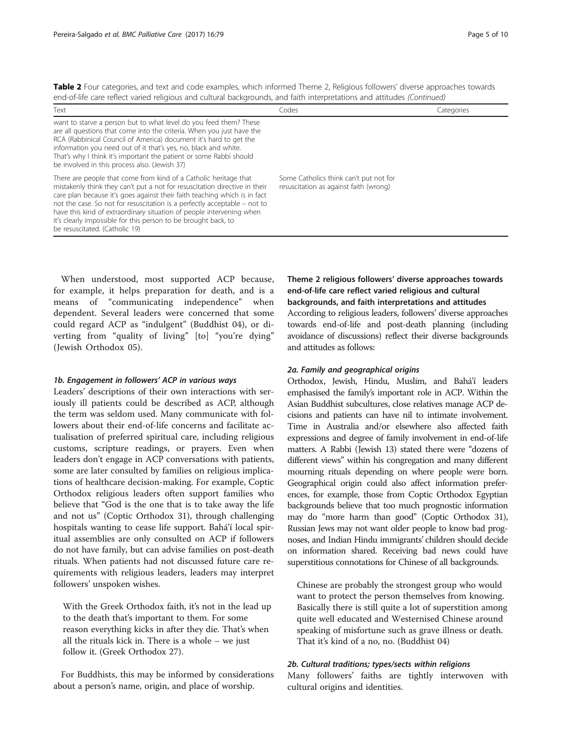**Table 2** Four categories, and text and code examples, which informed Theme 2, Religious followers' diverse approaches towards end-of-life care reflect varied religious and cultural backgrounds, and faith interpretations and attitudes *(Continued)*

| Text | Codes | Categories |
| --- | --- | --- |
| want to starve a person but to what level do you feed them? These are all questions that come into the criteria. When you just have the RCA (Rabbinical Council of America) document it's hard to get the information you need out of it that's yes, no, black and white. That's why I think it's important the patient or some Rabbi should be involved in this process also. (Jewish 37) | | |
| There are people that come from kind of a Catholic heritage that mistakenly think they can't put a not for resuscitation directive in their care plan because it's goes against their faith teaching which is in fact not the case. So not for resuscitation is a perfectly acceptable – not to have this kind of extraordinary situation of people intervening when it's clearly impossible for this person to be brought back, to be resuscitated. (Catholic 19) | Some Catholics think can't put not for resuscitation as against faith (wrong) | |

When understood, most supported ACP because, for example, it helps preparation for death, and is a means of "communicating independence" when dependent. Several leaders were concerned that some could regard ACP as "indulgent" (Buddhist 04), or diverting from "quality of living" [to] "you're dying" (Jewish Orthodox 05).

#### *1b. Engagement in followers' ACP in various ways*

Leaders' descriptions of their own interactions with seriously ill patients could be described as ACP, although the term was seldom used. Many communicate with followers about their end-of-life concerns and facilitate actualisation of preferred spiritual care, including religious customs, scripture readings, or prayers. Even when leaders don't engage in ACP conversations with patients, some are later consulted by families on religious implications of healthcare decision-making. For example, Coptic Orthodox religious leaders often support families who believe that "God is the one that is to take away the life and not us" (Coptic Orthodox 31), through challenging hospitals wanting to cease life support. Bahá'í local spiritual assemblies are only consulted on ACP if followers do not have family, but can advise families on post-death rituals. When patients had not discussed future care requirements with religious leaders, leaders may interpret followers' unspoken wishes.

> With the Greek Orthodox faith, it's not in the lead up to the death that's important to them. For some reason everything kicks in after they die. That's when all the rituals kick in. There is a whole – we just follow it. (Greek Orthodox 27).

For Buddhists, this may be informed by considerations about a person's name, origin, and place of worship.

### Theme 2 religious followers' diverse approaches towards end-of-life care reflect varied religious and cultural backgrounds, and faith interpretations and attitudes

According to religious leaders, followers' diverse approaches towards end-of-life and post-death planning (including avoidance of discussions) reflect their diverse backgrounds and attitudes as follows:

#### *2a. Family and geographical origins*

Orthodox, Jewish, Hindu, Muslim, and Bahá'í leaders emphasised the family's important role in ACP. Within the Asian Buddhist subcultures, close relatives manage ACP decisions and patients can have nil to intimate involvement. Time in Australia and/or elsewhere also affected faith expressions and degree of family involvement in end-of-life matters. A Rabbi (Jewish 13) stated there were "dozens of different views" within his congregation and many different mourning rituals depending on where people were born. Geographical origin could also affect information preferences, for example, those from Coptic Orthodox Egyptian backgrounds believe that too much prognostic information may do "more harm than good" (Coptic Orthodox 31), Russian Jews may not want older people to know bad prognoses, and Indian Hindu immigrants' children should decide on information shared. Receiving bad news could have superstitious connotations for Chinese of all backgrounds.

> Chinese are probably the strongest group who would want to protect the person themselves from knowing. Basically there is still quite a lot of superstition among quite well educated and Westernised Chinese around speaking of misfortune such as grave illness or death. That it's kind of a no, no. (Buddhist 04)

#### *2b. Cultural traditions; types/sects within religions*

Many followers' faiths are tightly interwoven with cultural origins and identities.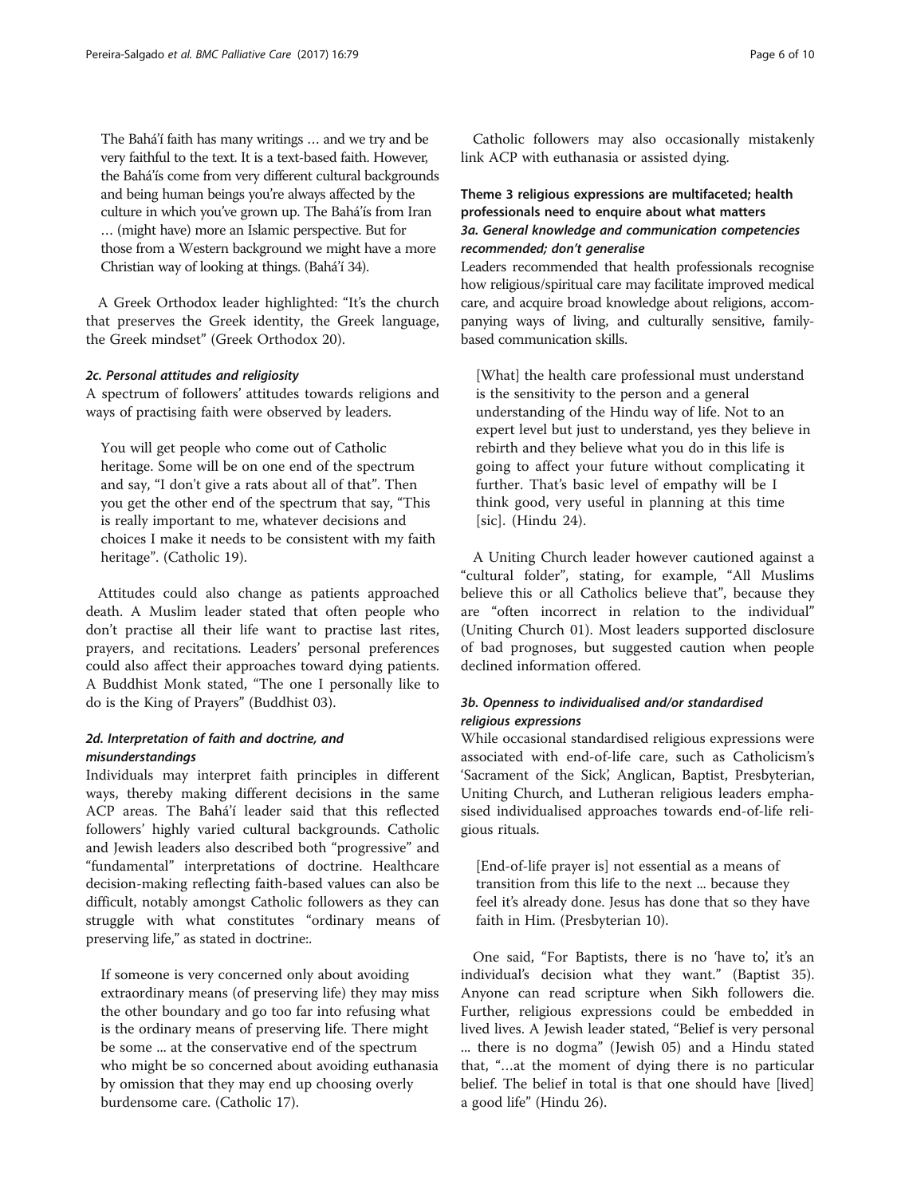> The Bahá'í faith has many writings … and we try and be very faithful to the text. It is a text-based faith. However, the Bahá'ís come from very different cultural backgrounds and being human beings you're always affected by the culture in which you've grown up. The Bahá'ís from Iran … (might have) more an Islamic perspective. But for those from a Western background we might have a more Christian way of looking at things. (Bahá'í 34).

A Greek Orthodox leader highlighted: "It's the church that preserves the Greek identity, the Greek language, the Greek mindset" (Greek Orthodox 20).

#### 2c. Personal attitudes and religiosity

A spectrum of followers' attitudes towards religions and ways of practising faith were observed by leaders.

> You will get people who come out of Catholic heritage. Some will be on one end of the spectrum and say, "I don't give a rats about all of that". Then you get the other end of the spectrum that say, "This is really important to me, whatever decisions and choices I make it needs to be consistent with my faith heritage". (Catholic 19).

Attitudes could also change as patients approached death. A Muslim leader stated that often people who don't practise all their life want to practise last rites, prayers, and recitations. Leaders' personal preferences could also affect their approaches toward dying patients. A Buddhist Monk stated, "The one I personally like to do is the King of Prayers" (Buddhist 03).

#### 2d. Interpretation of faith and doctrine, and misunderstandings

Individuals may interpret faith principles in different ways, thereby making different decisions in the same ACP areas. The Bahá'í leader said that this reflected followers' highly varied cultural backgrounds. Catholic and Jewish leaders also described both "progressive" and "fundamental" interpretations of doctrine. Healthcare decision-making reflecting faith-based values can also be difficult, notably amongst Catholic followers as they can struggle with what constitutes "ordinary means of preserving life," as stated in doctrine:.

> If someone is very concerned only about avoiding extraordinary means (of preserving life) they may miss the other boundary and go too far into refusing what is the ordinary means of preserving life. There might be some ... at the conservative end of the spectrum who might be so concerned about avoiding euthanasia by omission that they may end up choosing overly burdensome care. (Catholic 17).

Catholic followers may also occasionally mistakenly link ACP with euthanasia or assisted dying.

### Theme 3 religious expressions are multifaceted; health professionals need to enquire about what matters

#### 3a. General knowledge and communication competencies recommended; don't generalise

Leaders recommended that health professionals recognise how religious/spiritual care may facilitate improved medical care, and acquire broad knowledge about religions, accompanying ways of living, and culturally sensitive, family-based communication skills.

> [What] the health care professional must understand is the sensitivity to the person and a general understanding of the Hindu way of life. Not to an expert level but just to understand, yes they believe in rebirth and they believe what you do in this life is going to affect your future without complicating it further. That's basic level of empathy will be I think good, very useful in planning at this time [sic]. (Hindu 24).

A Uniting Church leader however cautioned against a "cultural folder", stating, for example, "All Muslims believe this or all Catholics believe that", because they are "often incorrect in relation to the individual" (Uniting Church 01). Most leaders supported disclosure of bad prognoses, but suggested caution when people declined information offered.

#### 3b. Openness to individualised and/or standardised religious expressions

While occasional standardised religious expressions were associated with end-of-life care, such as Catholicism's 'Sacrament of the Sick', Anglican, Baptist, Presbyterian, Uniting Church, and Lutheran religious leaders emphasised individualised approaches towards end-of-life religious rituals.

> [End-of-life prayer is] not essential as a means of transition from this life to the next ... because they feel it's already done. Jesus has done that so they have faith in Him. (Presbyterian 10).

One said, "For Baptists, there is no 'have to', it's an individual's decision what they want." (Baptist 35). Anyone can read scripture when Sikh followers die. Further, religious expressions could be embedded in lived lives. A Jewish leader stated, "Belief is very personal ... there is no dogma" (Jewish 05) and a Hindu stated that, "…at the moment of dying there is no particular belief. The belief in total is that one should have [lived] a good life" (Hindu 26).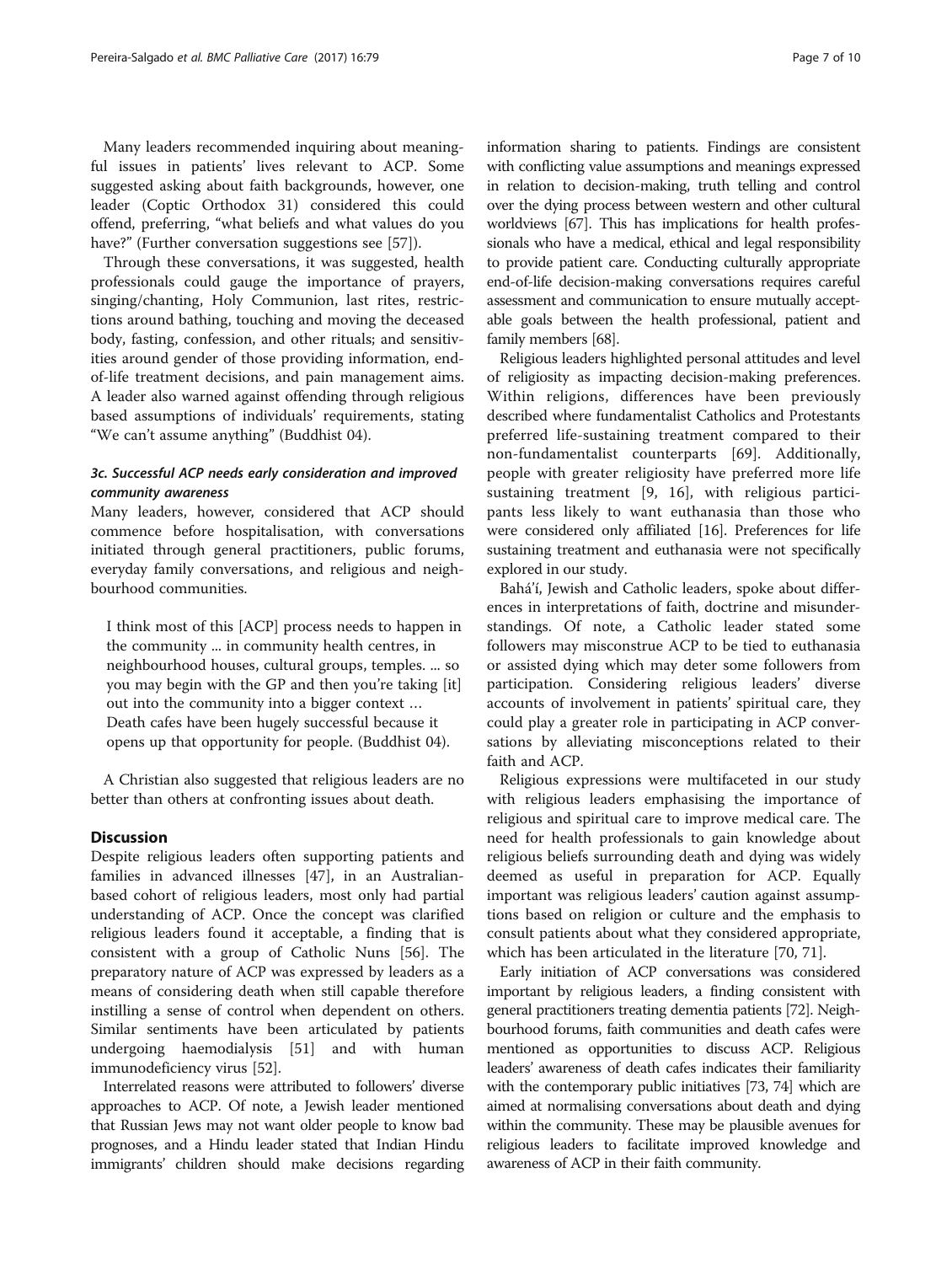Many leaders recommended inquiring about meaningful issues in patients' lives relevant to ACP. Some suggested asking about faith backgrounds, however, one leader (Coptic Orthodox 31) considered this could offend, preferring, "what beliefs and what values do you have?" (Further conversation suggestions see [57]).

Through these conversations, it was suggested, health professionals could gauge the importance of prayers, singing/chanting, Holy Communion, last rites, restrictions around bathing, touching and moving the deceased body, fasting, confession, and other rituals; and sensitivities around gender of those providing information, end-of-life treatment decisions, and pain management aims. A leader also warned against offending through religious based assumptions of individuals' requirements, stating "We can't assume anything" (Buddhist 04).

### *3c. Successful ACP needs early consideration and improved community awareness*

Many leaders, however, considered that ACP should commence before hospitalisation, with conversations initiated through general practitioners, public forums, everyday family conversations, and religious and neighbourhood communities.

> I think most of this [ACP] process needs to happen in the community ... in community health centres, in neighbourhood houses, cultural groups, temples. ... so you may begin with the GP and then you're taking [it] out into the community into a bigger context … Death cafes have been hugely successful because it opens up that opportunity for people. (Buddhist 04).

A Christian also suggested that religious leaders are no better than others at confronting issues about death.

## Discussion

Despite religious leaders often supporting patients and families in advanced illnesses [47], in an Australian-based cohort of religious leaders, most only had partial understanding of ACP. Once the concept was clarified religious leaders found it acceptable, a finding that is consistent with a group of Catholic Nuns [56]. The preparatory nature of ACP was expressed by leaders as a means of considering death when still capable therefore instilling a sense of control when dependent on others. Similar sentiments have been articulated by patients undergoing haemodialysis [51] and with human immunodeficiency virus [52].

Interrelated reasons were attributed to followers' diverse approaches to ACP. Of note, a Jewish leader mentioned that Russian Jews may not want older people to know bad prognoses, and a Hindu leader stated that Indian Hindu immigrants' children should make decisions regarding information sharing to patients. Findings are consistent with conflicting value assumptions and meanings expressed in relation to decision-making, truth telling and control over the dying process between western and other cultural worldviews [67]. This has implications for health professionals who have a medical, ethical and legal responsibility to provide patient care. Conducting culturally appropriate end-of-life decision-making conversations requires careful assessment and communication to ensure mutually acceptable goals between the health professional, patient and family members [68].

Religious leaders highlighted personal attitudes and level of religiosity as impacting decision-making preferences. Within religions, differences have been previously described where fundamentalist Catholics and Protestants preferred life-sustaining treatment compared to their non-fundamentalist counterparts [69]. Additionally, people with greater religiosity have preferred more life sustaining treatment [9, 16], with religious participants less likely to want euthanasia than those who were considered only affiliated [16]. Preferences for life sustaining treatment and euthanasia were not specifically explored in our study.

Bahá'í, Jewish and Catholic leaders, spoke about differences in interpretations of faith, doctrine and misunderstandings. Of note, a Catholic leader stated some followers may misconstrue ACP to be tied to euthanasia or assisted dying which may deter some followers from participation. Considering religious leaders' diverse accounts of involvement in patients' spiritual care, they could play a greater role in participating in ACP conversations by alleviating misconceptions related to their faith and ACP.

Religious expressions were multifaceted in our study with religious leaders emphasising the importance of religious and spiritual care to improve medical care. The need for health professionals to gain knowledge about religious beliefs surrounding death and dying was widely deemed as useful in preparation for ACP. Equally important was religious leaders' caution against assumptions based on religion or culture and the emphasis to consult patients about what they considered appropriate, which has been articulated in the literature [70, 71].

Early initiation of ACP conversations was considered important by religious leaders, a finding consistent with general practitioners treating dementia patients [72]. Neighbourhood forums, faith communities and death cafes were mentioned as opportunities to discuss ACP. Religious leaders' awareness of death cafes indicates their familiarity with the contemporary public initiatives [73, 74] which are aimed at normalising conversations about death and dying within the community. These may be plausible avenues for religious leaders to facilitate improved knowledge and awareness of ACP in their faith community.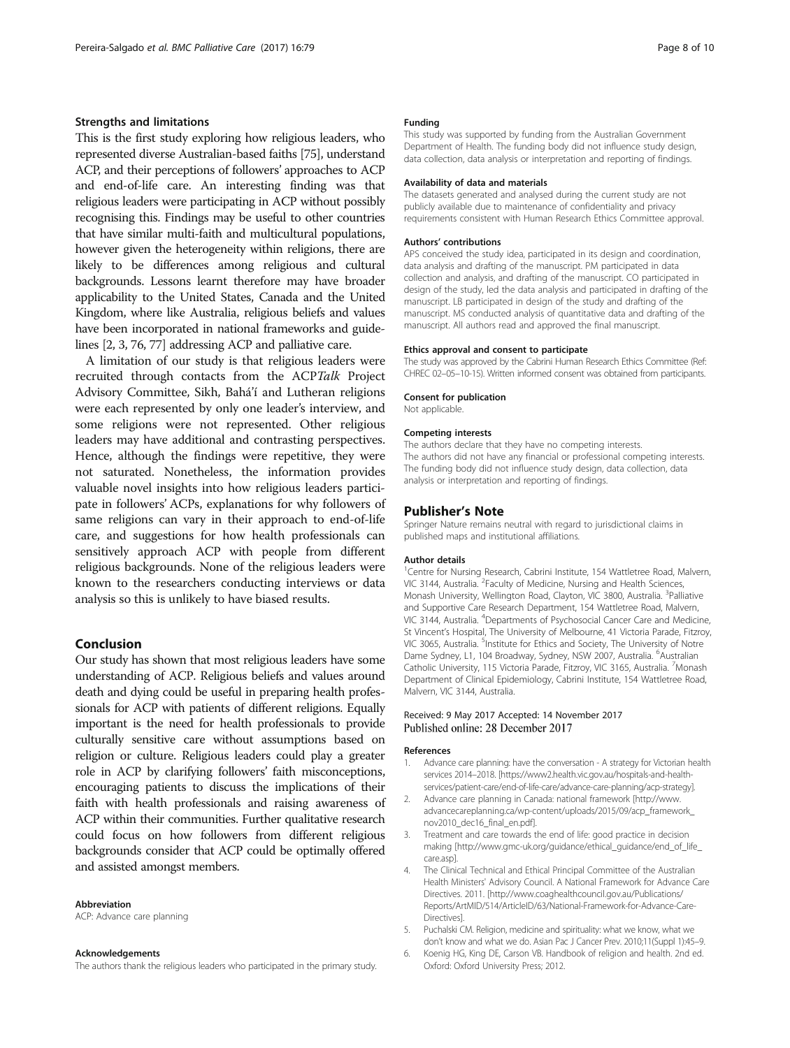### Strengths and limitations

This is the first study exploring how religious leaders, who represented diverse Australian-based faiths [75], understand ACP, and their perceptions of followers' approaches to ACP and end-of-life care. An interesting finding was that religious leaders were participating in ACP without possibly recognising this. Findings may be useful to other countries that have similar multi-faith and multicultural populations, however given the heterogeneity within religions, there are likely to be differences among religious and cultural backgrounds. Lessons learnt therefore may have broader applicability to the United States, Canada and the United Kingdom, where like Australia, religious beliefs and values have been incorporated in national frameworks and guidelines [2, 3, 76, 77] addressing ACP and palliative care.

A limitation of our study is that religious leaders were recruited through contacts from the ACP*Talk* Project Advisory Committee, Sikh, Bahá'í and Lutheran religions were each represented by only one leader's interview, and some religions were not represented. Other religious leaders may have additional and contrasting perspectives. Hence, although the findings were repetitive, they were not saturated. Nonetheless, the information provides valuable novel insights into how religious leaders participate in followers' ACPs, explanations for why followers of same religions can vary in their approach to end-of-life care, and suggestions for how health professionals can sensitively approach ACP with people from different religious backgrounds. None of the religious leaders were known to the researchers conducting interviews or data analysis so this is unlikely to have biased results.

## Conclusion

Our study has shown that most religious leaders have some understanding of ACP. Religious beliefs and values around death and dying could be useful in preparing health professionals for ACP with patients of different religions. Equally important is the need for health professionals to provide culturally sensitive care without assumptions based on religion or culture. Religious leaders could play a greater role in ACP by clarifying followers' faith misconceptions, encouraging patients to discuss the implications of their faith with health professionals and raising awareness of ACP within their communities. Further qualitative research could focus on how followers from different religious backgrounds consider that ACP could be optimally offered and assisted amongst members.

#### Abbreviation

ACP: Advance care planning

#### Acknowledgements

The authors thank the religious leaders who participated in the primary study.

#### Funding

This study was supported by funding from the Australian Government Department of Health. The funding body did not influence study design, data collection, data analysis or interpretation and reporting of findings.

#### Availability of data and materials

The datasets generated and analysed during the current study are not publicly available due to maintenance of confidentiality and privacy requirements consistent with Human Research Ethics Committee approval.

#### Authors' contributions

APS conceived the study idea, participated in its design and coordination, data analysis and drafting of the manuscript. PM participated in data collection and analysis, and drafting of the manuscript. CO participated in design of the study, led the data analysis and participated in drafting of the manuscript. LB participated in design of the study and drafting of the manuscript. MS conducted analysis of quantitative data and drafting of the manuscript. All authors read and approved the final manuscript.

#### Ethics approval and consent to participate

The study was approved by the Cabrini Human Research Ethics Committee (Ref: CHREC 02–05–10-15). Written informed consent was obtained from participants.

#### Consent for publication

Not applicable.

#### Competing interests

The authors declare that they have no competing interests.
The authors did not have any financial or professional competing interests. The funding body did not influence study design, data collection, data analysis or interpretation and reporting of findings.

## Publisher's Note

Springer Nature remains neutral with regard to jurisdictional claims in published maps and institutional affiliations.

#### Author details

[1]Centre for Nursing Research, Cabrini Institute, 154 Wattletree Road, Malvern, VIC 3144, Australia. [2]Faculty of Medicine, Nursing and Health Sciences, Monash University, Wellington Road, Clayton, VIC 3800, Australia. [3]Palliative and Supportive Care Research Department, 154 Wattletree Road, Malvern, VIC 3144, Australia. [4]Departments of Psychosocial Cancer Care and Medicine, St Vincent's Hospital, The University of Melbourne, 41 Victoria Parade, Fitzroy, VIC 3065, Australia. [5]Institute for Ethics and Society, The University of Notre Dame Sydney, L1, 104 Broadway, Sydney, NSW 2007, Australia. [6]Australian Catholic University, 115 Victoria Parade, Fitzroy, VIC 3165, Australia. [7]Monash Department of Clinical Epidemiology, Cabrini Institute, 154 Wattletree Road, Malvern, VIC 3144, Australia.

Received: 9 May 2017 Accepted: 14 November 2017
Published online: 28 December 2017

#### References

1. Advance care planning: have the conversation - A strategy for Victorian health services 2014–2018. [https://www2.health.vic.gov.au/hospitals-and-health-services/patient-care/end-of-life-care/advance-care-planning/acp-strategy].
2. Advance care planning in Canada: national framework [http://www.advancecareplanning.ca/wp-content/uploads/2015/09/acp_framework_nov2010_dec16_final_en.pdf].
3. Treatment and care towards the end of life: good practice in decision making [http://www.gmc-uk.org/guidance/ethical_guidance/end_of_life_care.asp].
4. The Clinical Technical and Ethical Principal Committee of the Australian Health Ministers' Advisory Council. A National Framework for Advance Care Directives. 2011. [http://www.coaghealthcouncil.gov.au/Publications/Reports/ArtMID/514/ArticleID/63/National-Framework-for-Advance-Care-Directives].
5. Puchalski CM. Religion, medicine and spirituality: what we know, what we don't know and what we do. Asian Pac J Cancer Prev. 2010;11(Suppl 1):45–9.
6. Koenig HG, King DE, Carson VB. Handbook of religion and health. 2nd ed. Oxford: Oxford University Press; 2012.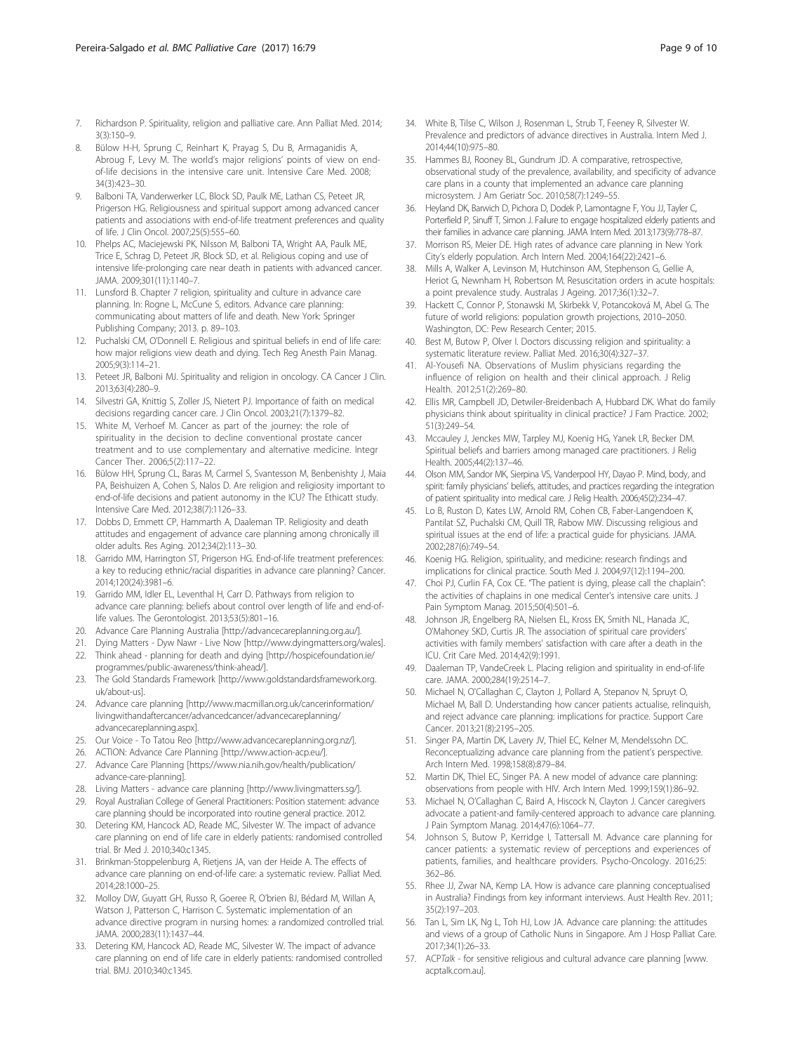7. Richardson P. Spirituality, religion and palliative care. Ann Palliat Med. 2014; 3(3):150–9.
8. Bülow H-H, Sprung C, Reinhart K, Prayag S, Du B, Armaganidis A, Abroug F, Levy M. The world's major religions' points of view on end-of-life decisions in the intensive care unit. Intensive Care Med. 2008; 34(3):423–30.
9. Balboni TA, Vanderwerker LC, Block SD, Paulk ME, Lathan CS, Peteet JR, Prigerson HG. Religiousness and spiritual support among advanced cancer patients and associations with end-of-life treatment preferences and quality of life. J Clin Oncol. 2007;25(5):555–60.
10. Phelps AC, Maciejewski PK, Nilsson M, Balboni TA, Wright AA, Paulk ME, Trice E, Schrag D, Peteet JR, Block SD, et al. Religious coping and use of intensive life-prolonging care near death in patients with advanced cancer. JAMA. 2009;301(11):1140–7.
11. Lunsford B. Chapter 7 religion, spirituality and culture in advance care planning. In: Rogne L, McCune S, editors. Advance care planning: communicating about matters of life and death. New York: Springer Publishing Company; 2013. p. 89–103.
12. Puchalski CM, O'Donnell E. Religious and spiritual beliefs in end of life care: how major religions view death and dying. Tech Reg Anesth Pain Manag. 2005;9(3):114–21.
13. Peteet JR, Balboni MJ. Spirituality and religion in oncology. CA Cancer J Clin. 2013;63(4):280–9.
14. Silvestri GA, Knittig S, Zoller JS, Nietert PJ. Importance of faith on medical decisions regarding cancer care. J Clin Oncol. 2003;21(7):1379–82.
15. White M, Verhoef M. Cancer as part of the journey: the role of spirituality in the decision to decline conventional prostate cancer treatment and to use complementary and alternative medicine. Integr Cancer Ther. 2006;5(2):117–22.
16. Bülow HH, Sprung CL, Baras M, Carmel S, Svantesson M, Benbenishty J, Maia PA, Beishuizen A, Cohen S, Nalos D. Are religion and religiosity important to end-of-life decisions and patient autonomy in the ICU? The Ethicatt study. Intensive Care Med. 2012;38(7):1126–33.
17. Dobbs D, Emmett CP, Hammarth A, Daaleman TP. Religiosity and death attitudes and engagement of advance care planning among chronically ill older adults. Res Aging. 2012;34(2):113–30.
18. Garrido MM, Harrington ST, Prigerson HG. End-of-life treatment preferences: a key to reducing ethnic/racial disparities in advance care planning? Cancer. 2014;120(24):3981–6.
19. Garrido MM, Idler EL, Leventhal H, Carr D. Pathways from religion to advance care planning: beliefs about control over length of life and end-of-life values. The Gerontologist. 2013;53(5):801–16.
20. Advance Care Planning Australia [http://advancecareplanning.org.au/].
21. Dying Matters - Dyw Nawr - Live Now [http://www.dyingmatters.org/wales].
22. Think ahead - planning for death and dying [http://hospicefoundation.ie/programmes/public-awareness/think-ahead/].
23. The Gold Standards Framework [http://www.goldstandardsframework.org.uk/about-us].
24. Advance care planning [http://www.macmillan.org.uk/cancerinformation/livingwithandaftercancer/advancedcancer/advancecareplanning/advancecareplanning.aspx].
25. Our Voice - To Tatou Reo [http://www.advancecareplanning.org.nz/].
26. ACTION: Advance Care Planning [http://www.action-acp.eu/].
27. Advance Care Planning [https://www.nia.nih.gov/health/publication/advance-care-planning].
28. Living Matters - advance care planning [http://www.livingmatters.sg/].
29. Royal Australian College of General Practitioners: Position statement: advance care planning should be incorporated into routine general practice. 2012.
30. Detering KM, Hancock AD, Reade MC, Silvester W. The impact of advance care planning on end of life care in elderly patients: randomised controlled trial. Br Med J. 2010;340:c1345.
31. Brinkman-Stoppelenburg A, Rietjens JA, van der Heide A. The effects of advance care planning on end-of-life care: a systematic review. Palliat Med. 2014;28:1000–25.
32. Molloy DW, Guyatt GH, Russo R, Goeree R, O'brien BJ, Bédard M, Willan A, Watson J, Patterson C, Harrison C. Systematic implementation of an advance directive program in nursing homes: a randomized controlled trial. JAMA. 2000;283(11):1437–44.
33. Detering KM, Hancock AD, Reade MC, Silvester W. The impact of advance care planning on end of life care in elderly patients: randomised controlled trial. BMJ. 2010;340:c1345.
34. White B, Tilse C, Wilson J, Rosenman L, Strub T, Feeney R, Silvester W. Prevalence and predictors of advance directives in Australia. Intern Med J. 2014;44(10):975–80.
35. Hammes BJ, Rooney BL, Gundrum JD. A comparative, retrospective, observational study of the prevalence, availability, and specificity of advance care plans in a county that implemented an advance care planning microsystem. J Am Geriatr Soc. 2010;58(7):1249–55.
36. Heyland DK, Barwich D, Pichora D, Dodek P, Lamontagne F, You JJ, Tayler C, Porterfield P, Sinuff T, Simon J. Failure to engage hospitalized elderly patients and their families in advance care planning. JAMA Intern Med. 2013;173(9):778–87.
37. Morrison RS, Meier DE. High rates of advance care planning in New York City's elderly population. Arch Intern Med. 2004;164(22):2421–6.
38. Mills A, Walker A, Levinson M, Hutchinson AM, Stephenson G, Gellie A, Heriot G, Newnham H, Robertson M. Resuscitation orders in acute hospitals: a point prevalence study. Australas J Ageing. 2017;36(1):32–7.
39. Hackett C, Connor P, Stonawski M, Skirbekk V, Potancoková M, Abel G. The future of world religions: population growth projections, 2010–2050. Washington, DC: Pew Research Center; 2015.
40. Best M, Butow P, Olver I. Doctors discussing religion and spirituality: a systematic literature review. Palliat Med. 2016;30(4):327–37.
41. Al-Yousefi NA. Observations of Muslim physicians regarding the influence of religion on health and their clinical approach. J Relig Health. 2012;51(2):269–80.
42. Ellis MR, Campbell JD, Detwiler-Breidenbach A, Hubbard DK. What do family physicians think about spirituality in clinical practice? J Fam Practice. 2002; 51(3):249–54.
43. Mccauley J, Jenckes MW, Tarpley MJ, Koenig HG, Yanek LR, Becker DM. Spiritual beliefs and barriers among managed care practitioners. J Relig Health. 2005;44(2):137–46.
44. Olson MM, Sandor MK, Sierpina VS, Vanderpool HY, Dayao P. Mind, body, and spirit: family physicians' beliefs, attitudes, and practices regarding the integration of patient spirituality into medical care. J Relig Health. 2006;45(2):234–47.
45. Lo B, Ruston D, Kates LW, Arnold RM, Cohen CB, Faber-Langendoen K, Pantilat SZ, Puchalski CM, Quill TR, Rabow MW. Discussing religious and spiritual issues at the end of life: a practical guide for physicians. JAMA. 2002;287(6):749–54.
46. Koenig HG. Religion, spirituality, and medicine: research findings and implications for clinical practice. South Med J. 2004;97(12):1194–200.
47. Choi PJ, Curlin FA, Cox CE. "The patient is dying, please call the chaplain": the activities of chaplains in one medical Center's intensive care units. J Pain Symptom Manag. 2015;50(4):501–6.
48. Johnson JR, Engelberg RA, Nielsen EL, Kross EK, Smith NL, Hanada JC, O'Mahoney SKD, Curtis JR. The association of spiritual care providers' activities with family members' satisfaction with care after a death in the ICU. Crit Care Med. 2014;42(9):1991.
49. Daaleman TP, VandeCreek L. Placing religion and spirituality in end-of-life care. JAMA. 2000;284(19):2514–7.
50. Michael N, O'Callaghan C, Clayton J, Pollard A, Stepanov N, Spruyt O, Michael M, Ball D. Understanding how cancer patients actualise, relinquish, and reject advance care planning: implications for practice. Support Care Cancer. 2013;21(8):2195–205.
51. Singer PA, Martin DK, Lavery JV, Thiel EC, Kelner M, Mendelssohn DC. Reconceptualizing advance care planning from the patient's perspective. Arch Intern Med. 1998;158(8):879–84.
52. Martin DK, Thiel EC, Singer PA. A new model of advance care planning: observations from people with HIV. Arch Intern Med. 1999;159(1):86–92.
53. Michael N, O'Callaghan C, Baird A, Hiscock N, Clayton J. Cancer caregivers advocate a patient-and family-centered approach to advance care planning. J Pain Symptom Manag. 2014;47(6):1064–77.
54. Johnson S, Butow P, Kerridge I, Tattersall M. Advance care planning for cancer patients: a systematic review of perceptions and experiences of patients, families, and healthcare providers. Psycho-Oncology. 2016;25: 362–86.
55. Rhee JJ, Zwar NA, Kemp LA. How is advance care planning conceptualised in Australia? Findings from key informant interviews. Aust Health Rev. 2011; 35(2):197–203.
56. Tan L, Sim LK, Ng L, Toh HJ, Low JA. Advance care planning: the attitudes and views of a group of Catholic Nuns in Singapore. Am J Hosp Palliat Care. 2017;34(1):26–33.
57. ACP*Talk* - for sensitive religious and cultural advance care planning [www.acptalk.com.au].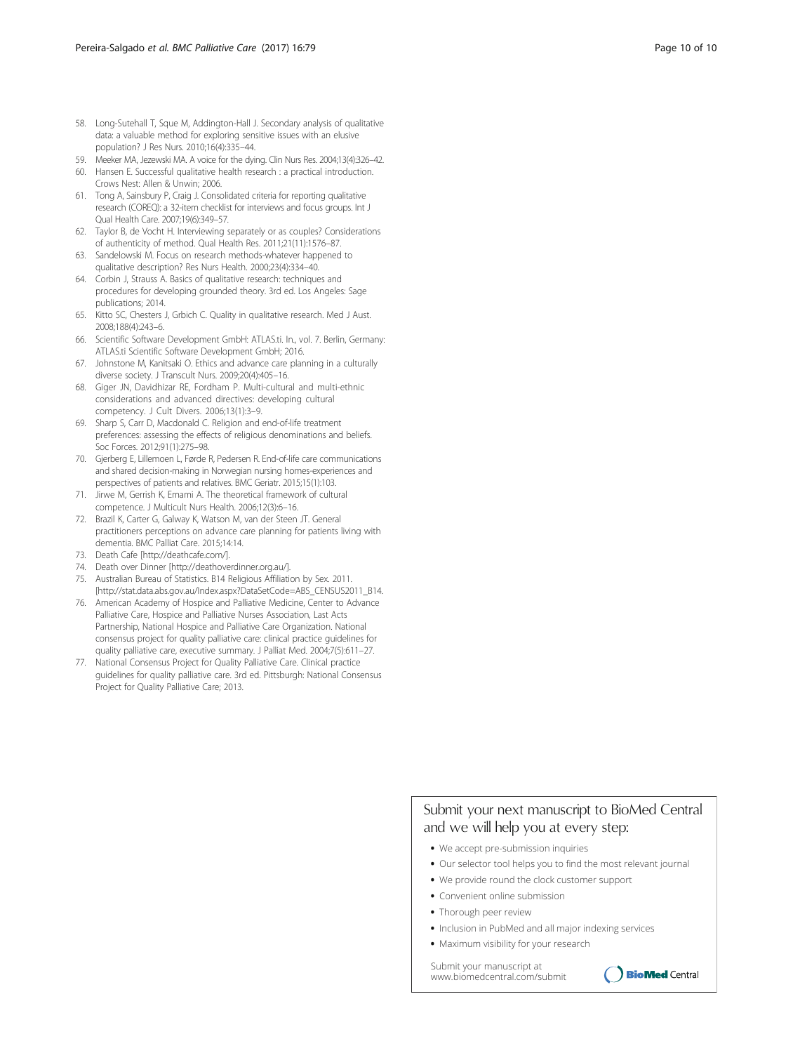58. Long-Sutehall T, Sque M, Addington-Hall J. Secondary analysis of qualitative data: a valuable method for exploring sensitive issues with an elusive population? J Res Nurs. 2010;16(4):335–44.
59. Meeker MA, Jezewski MA. A voice for the dying. Clin Nurs Res. 2004;13(4):326–42.
60. Hansen E. Successful qualitative health research : a practical introduction. Crows Nest: Allen & Unwin; 2006.
61. Tong A, Sainsbury P, Craig J. Consolidated criteria for reporting qualitative research (COREQ): a 32-item checklist for interviews and focus groups. Int J Qual Health Care. 2007;19(6):349–57.
62. Taylor B, de Vocht H. Interviewing separately or as couples? Considerations of authenticity of method. Qual Health Res. 2011;21(11):1576–87.
63. Sandelowski M. Focus on research methods-whatever happened to qualitative description? Res Nurs Health. 2000;23(4):334–40.
64. Corbin J, Strauss A. Basics of qualitative research: techniques and procedures for developing grounded theory. 3rd ed. Los Angeles: Sage publications; 2014.
65. Kitto SC, Chesters J, Grbich C. Quality in qualitative research. Med J Aust. 2008;188(4):243–6.
66. Scientific Software Development GmbH: ATLAS.ti. In., vol. 7. Berlin, Germany: ATLAS.ti Scientific Software Development GmbH; 2016.
67. Johnstone M, Kanitsaki O. Ethics and advance care planning in a culturally diverse society. J Transcult Nurs. 2009;20(4):405–16.
68. Giger JN, Davidhizar RE, Fordham P. Multi-cultural and multi-ethnic considerations and advanced directives: developing cultural competency. J Cult Divers. 2006;13(1):3–9.
69. Sharp S, Carr D, Macdonald C. Religion and end-of-life treatment preferences: assessing the effects of religious denominations and beliefs. Soc Forces. 2012;91(1):275–98.
70. Gjerberg E, Lillemoen L, Førde R, Pedersen R. End-of-life care communications and shared decision-making in Norwegian nursing homes-experiences and perspectives of patients and relatives. BMC Geriatr. 2015;15(1):103.
71. Jirwe M, Gerrish K, Emami A. The theoretical framework of cultural competence. J Multicult Nurs Health. 2006;12(3):6–16.
72. Brazil K, Carter G, Galway K, Watson M, van der Steen JT. General practitioners perceptions on advance care planning for patients living with dementia. BMC Palliat Care. 2015;14:14.
73. Death Cafe [http://deathcafe.com/].
74. Death over Dinner [http://deathoverdinner.org.au/].
75. Australian Bureau of Statistics. B14 Religious Affiliation by Sex. 2011. [http://stat.data.abs.gov.au/Index.aspx?DataSetCode=ABS_CENSUS2011_B14.
76. American Academy of Hospice and Palliative Medicine, Center to Advance Palliative Care, Hospice and Palliative Nurses Association, Last Acts Partnership, National Hospice and Palliative Care Organization. National consensus project for quality palliative care: clinical practice guidelines for quality palliative care, executive summary. J Palliat Med. 2004;7(5):611–27.
77. National Consensus Project for Quality Palliative Care. Clinical practice guidelines for quality palliative care. 3rd ed. Pittsburgh: National Consensus Project for Quality Palliative Care; 2013.

Submit your next manuscript to BioMed Central and we will help you at every step:

- We accept pre-submission inquiries
- Our selector tool helps you to find the most relevant journal
- We provide round the clock customer support
- Convenient online submission
- Thorough peer review
- Inclusion in PubMed and all major indexing services
- Maximum visibility for your research

Submit your manuscript at www.biomedcentral.com/submit

BioMed Central